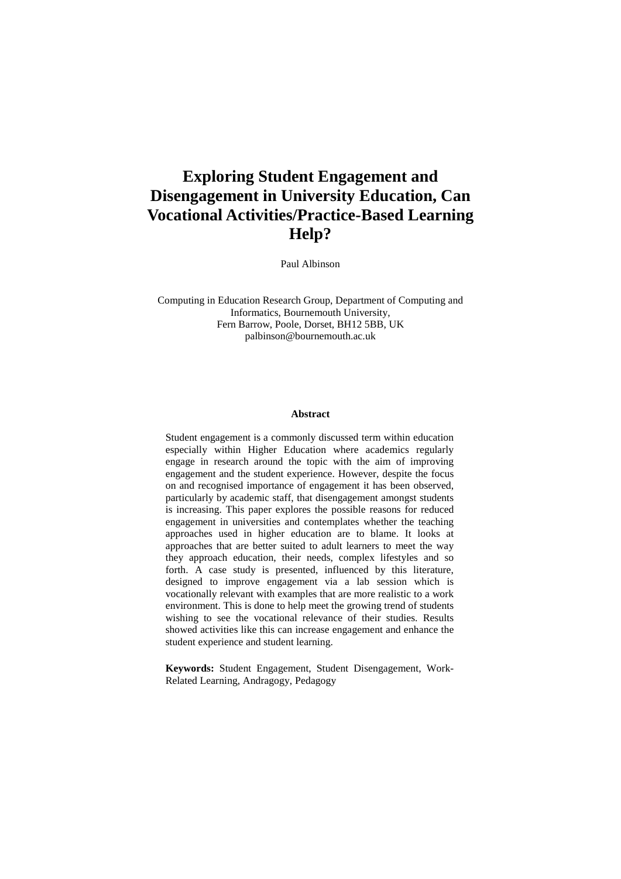# Exploring Student Engagement and Disengagement in University Education, Can Vocational Activities/Practice-Based Learning Help?

Paul Albinson

Computing in Education Research Group, Department of Computing and Informatics, Bournemouth University,
Fern Barrow, Poole, Dorset, BH12 5BB, UK
palbinson@bournemouth.ac.uk

**Abstract**

Student engagement is a commonly discussed term within education especially within Higher Education where academics regularly engage in research around the topic with the aim of improving engagement and the student experience. However, despite the focus on and recognised importance of engagement it has been observed, particularly by academic staff, that disengagement amongst students is increasing. This paper explores the possible reasons for reduced engagement in universities and contemplates whether the teaching approaches used in higher education are to blame. It looks at approaches that are better suited to adult learners to meet the way they approach education, their needs, complex lifestyles and so forth. A case study is presented, influenced by this literature, designed to improve engagement via a lab session which is vocationally relevant with examples that are more realistic to a work environment. This is done to help meet the growing trend of students wishing to see the vocational relevance of their studies. Results showed activities like this can increase engagement and enhance the student experience and student learning.

**Keywords:** Student Engagement, Student Disengagement, Work-Related Learning, Andragogy, Pedagogy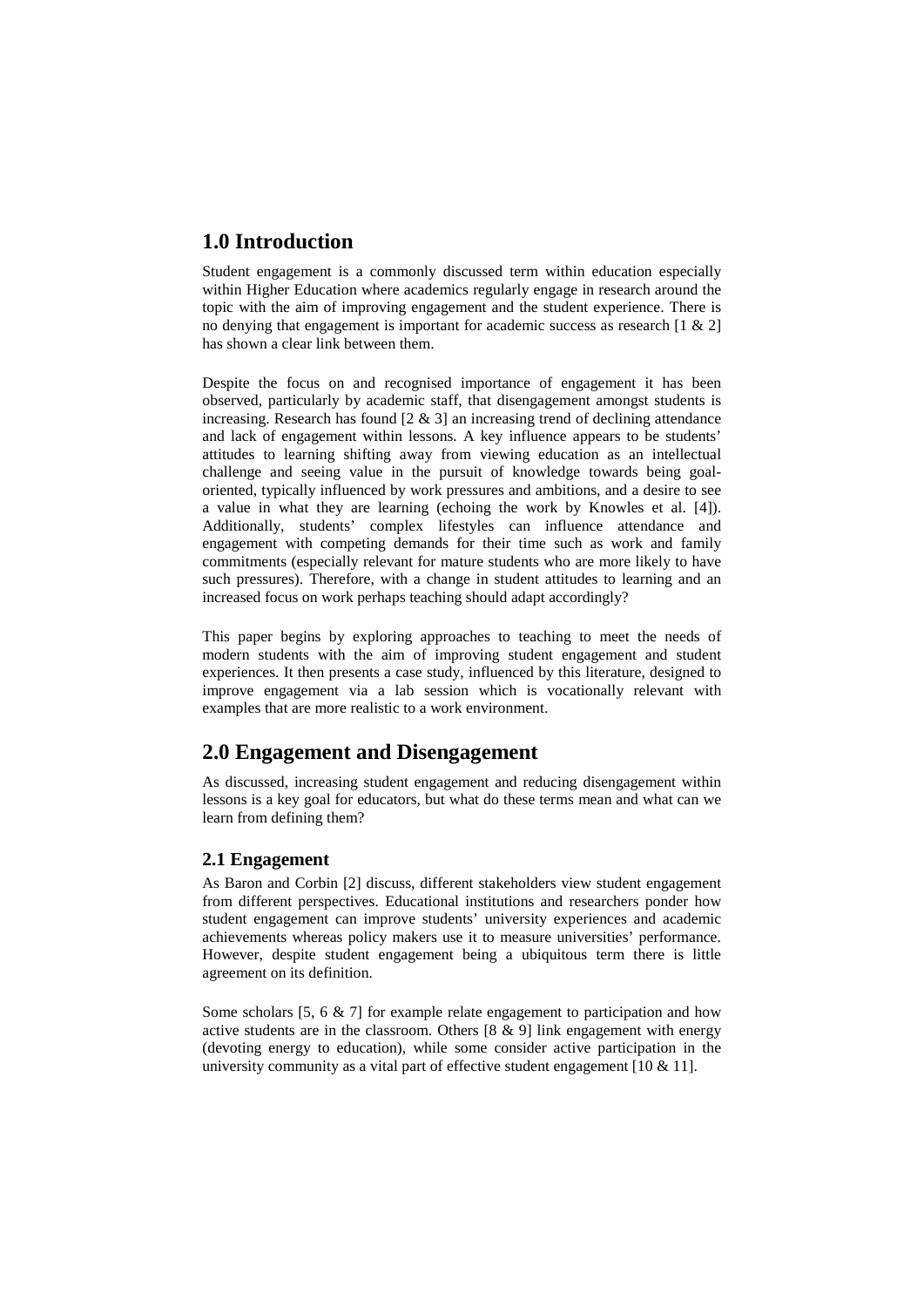## 1.0 Introduction

Student engagement is a commonly discussed term within education especially within Higher Education where academics regularly engage in research around the topic with the aim of improving engagement and the student experience. There is no denying that engagement is important for academic success as research [1 & 2] has shown a clear link between them.

Despite the focus on and recognised importance of engagement it has been observed, particularly by academic staff, that disengagement amongst students is increasing. Research has found [2 & 3] an increasing trend of declining attendance and lack of engagement within lessons. A key influence appears to be students' attitudes to learning shifting away from viewing education as an intellectual challenge and seeing value in the pursuit of knowledge towards being goal-oriented, typically influenced by work pressures and ambitions, and a desire to see a value in what they are learning (echoing the work by Knowles et al. [4]). Additionally, students' complex lifestyles can influence attendance and engagement with competing demands for their time such as work and family commitments (especially relevant for mature students who are more likely to have such pressures). Therefore, with a change in student attitudes to learning and an increased focus on work perhaps teaching should adapt accordingly?

This paper begins by exploring approaches to teaching to meet the needs of modern students with the aim of improving student engagement and student experiences. It then presents a case study, influenced by this literature, designed to improve engagement via a lab session which vocationally relevant with examples that are more realistic to a work environment.

## 2.0 Engagement and Disengagement

As discussed, increasing student engagement and reducing disengagement within lessons is a key goal for educators, but what do these terms mean and what can we learn from defining them?

### 2.1 Engagement

As Baron and Corbin [2] discuss, different stakeholders view student engagement from different perspectives. Educational institutions and researchers ponder how student engagement can improve students' university experiences and academic achievements whereas policy makers use it to measure universities' performance. However, despite student engagement being a ubiquitous term there is little agreement on its definition.

Some scholars [5, 6 & 7] for example relate engagement to participation and how active students are in the classroom. Others [8 & 9] link engagement with energy (devoting energy to education), while some consider active participation in the university community as a vital part of effective student engagement [10 & 11].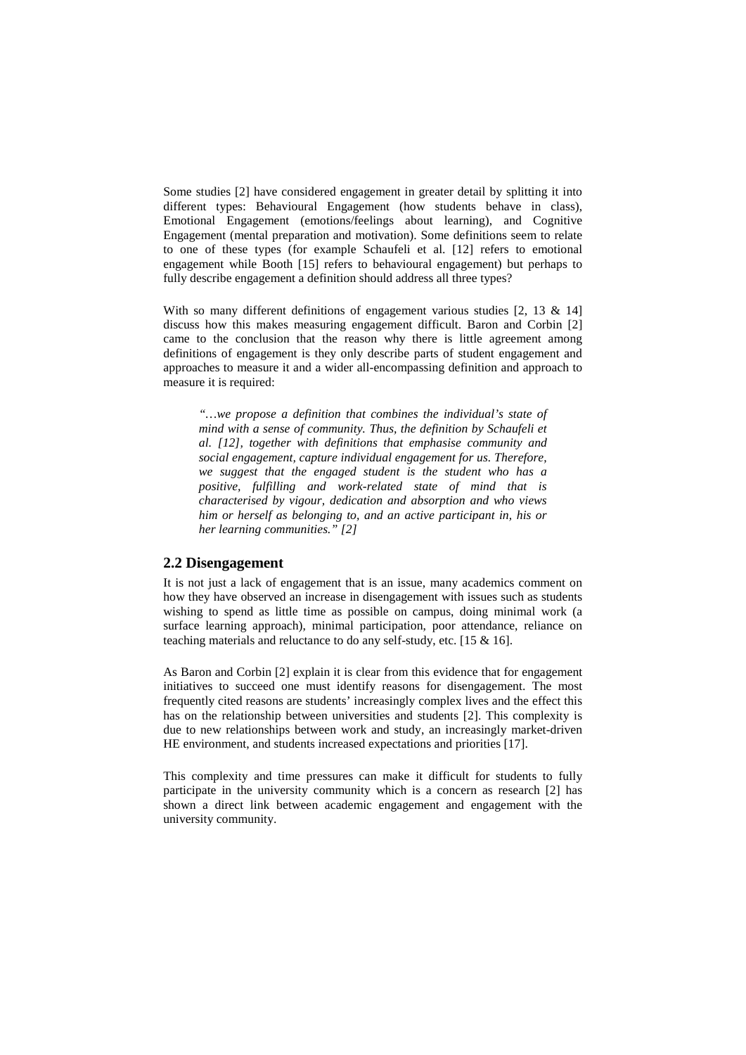Some studies [2] have considered engagement in greater detail by splitting it into different types: Behavioural Engagement (how students behave in class), Emotional Engagement (emotions/feelings about learning), and Cognitive Engagement (mental preparation and motivation). Some definitions seem to relate to one of these types (for example Schaufeli et al. [12] refers to emotional engagement while Booth [15] refers to behavioural engagement) but perhaps to fully describe engagement a definition should address all three types?

With so many different definitions of engagement various studies [2, 13 & 14] discuss how this makes measuring engagement difficult. Baron and Corbin [2] came to the conclusion that the reason why there is little agreement among definitions of engagement is they only describe parts of student engagement and approaches to measure it and a wider all-encompassing definition and approach to measure it is required:

> *"…we propose a definition that combines the individual's state of mind with a sense of community. Thus, the definition by Schaufeli et al. [12], together with definitions that emphasise community and social engagement, capture individual engagement for us. Therefore, we suggest that the engaged student is the student who has a positive, fulfilling and work-related state of mind that is characterised by vigour, dedication and absorption and who views him or herself as belonging to, and an active participant in, his or her learning communities." [2]*

## 2.2 Disengagement

It is not just a lack of engagement that is an issue, many academics comment on how they have observed an increase in disengagement with issues such as students wishing to spend as little time as possible on campus, doing minimal work (a surface learning approach), minimal participation, poor attendance, reliance on teaching materials and reluctance to do any self-study, etc. [15 & 16].

As Baron and Corbin [2] explain it is clear from this evidence that for engagement initiatives to succeed one must identify reasons for disengagement. The most frequently cited reasons are students' increasingly complex lives and the effect this has on the relationship between universities and students [2]. This complexity is due to new relationships between work and study, an increasingly market-driven HE environment, and students increased expectations and priorities [17].

This complexity and time pressures can make it difficult for students to fully participate in the university community which is a concern as research [2] has shown a direct link between academic engagement and engagement with the university community.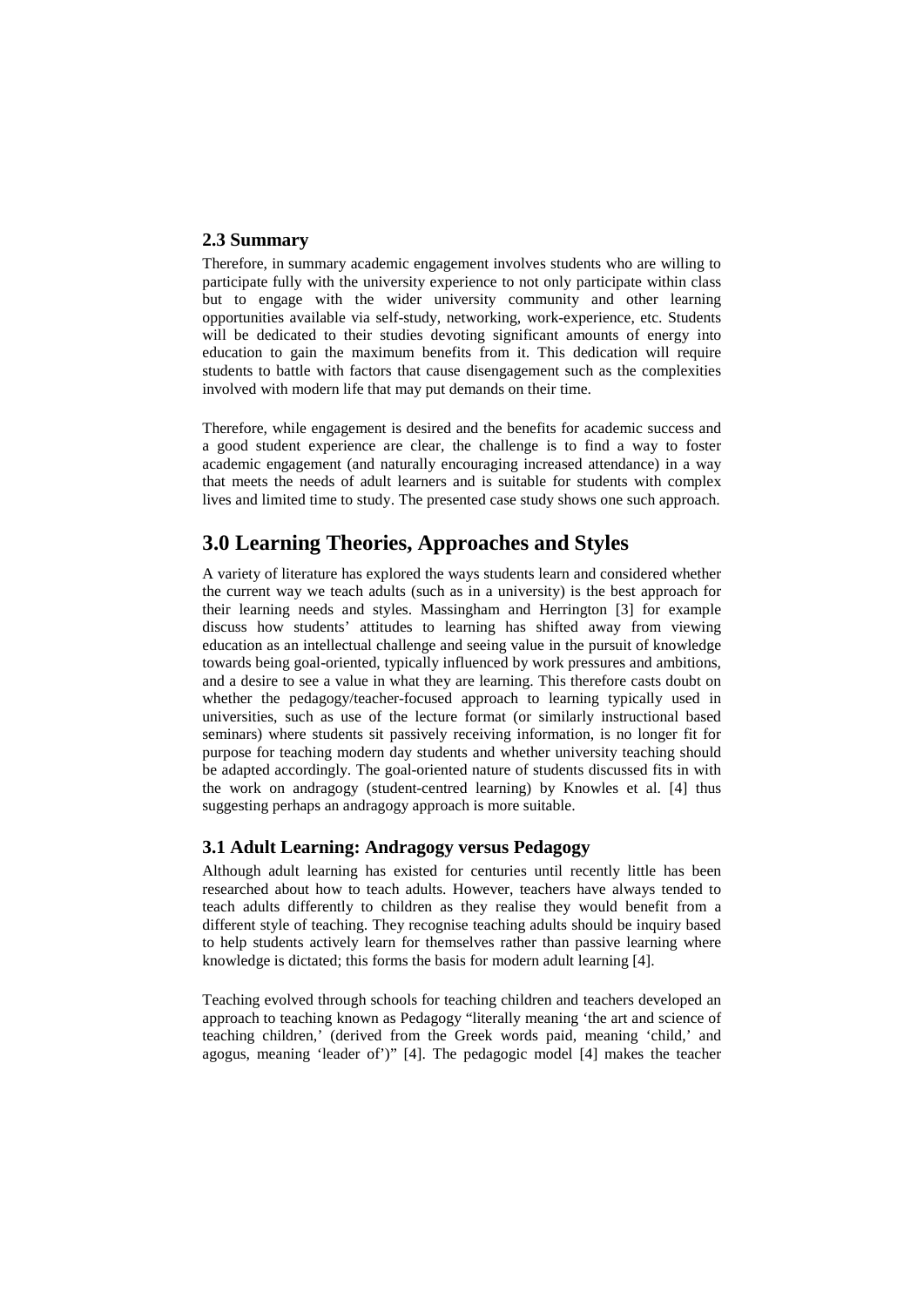### 2.3 Summary

Therefore, in summary academic engagement involves students who are willing to participate fully with the university experience to not only participate within class but to engage with the wider university community and other learning opportunities available via self-study, networking, work-experience, etc. Students will be dedicated to their studies devoting significant amounts of energy into education to gain the maximum benefits from it. This dedication will require students to battle with factors that cause disengagement such as the complexities involved with modern life that may put demands on their time.

Therefore, while engagement is desired and the benefits for academic success and a good student experience are clear, the challenge is to find a way to foster academic engagement (and naturally encouraging increased attendance) in a way that meets the needs of adult learners and is suitable for students with complex lives and limited time to study. The presented case study shows one such approach.

## 3.0 Learning Theories, Approaches and Styles

A variety of literature has explored the ways students learn and considered whether the current way we teach adults (such as in a university) is the best approach for their learning needs and styles. Massingham and Herrington [3] for example discuss how students' attitudes to learning has shifted away from viewing education as an intellectual challenge and seeing value in the pursuit of knowledge towards being goal-oriented, typically influenced by work pressures and ambitions, and a desire to see a value in what they are learning. This therefore casts doubt on whether the pedagogy/teacher-focused approach to learning typically used in universities, such as use of the lecture format (or similarly instructional based seminars) where students sit passively receiving information, is no longer fit for purpose for teaching modern day students and whether university teaching should be adapted accordingly. The goal-oriented nature of students discussed fits in with the work on andragogy (student-centred learning) by Knowles et al. [4] thus suggesting perhaps an andragogy approach is more suitable.

### 3.1 Adult Learning: Andragogy versus Pedagogy

Although adult learning has existed for centuries until recently little has been researched about how to teach adults. However, teachers have always tended to teach adults differently to children as they realise they would benefit from a different style of teaching. They recognise teaching adults should be inquiry based to help students actively learn for themselves rather than passive learning where knowledge is dictated; this forms the basis for modern adult learning [4].

Teaching evolved through schools for teaching children and teachers developed an approach to teaching known as Pedagogy "literally meaning 'the art and science of teaching children,' (derived from the Greek words paid, meaning 'child,' and agogus, meaning 'leader of')" [4]. The pedagogic model [4] makes the teacher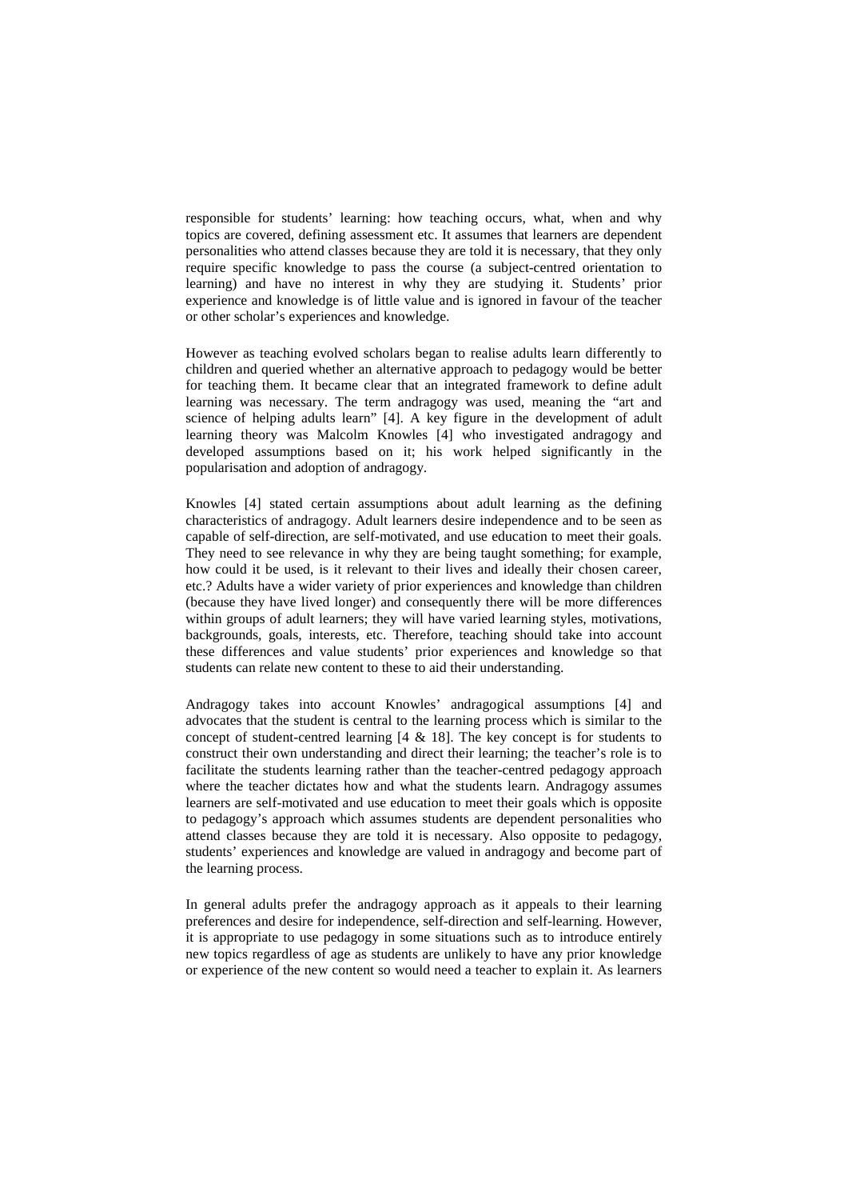responsible for students' learning: how teaching occurs, what, when and why topics are covered, defining assessment etc. It assumes that learners are dependent personalities who attend classes because they are told it is necessary, that they only require specific knowledge to pass the course (a subject-centred orientation to learning) and have no interest in why they are studying it. Students' prior experience and knowledge is of little value and is ignored in favour of the teacher or other scholar's experiences and knowledge.

However as teaching evolved scholars began to realise adults learn differently to children and queried whether an alternative approach to pedagogy would be better for teaching them. It became clear that an integrated framework to define adult learning was necessary. The term andragogy was used, meaning the "art and science of helping adults learn" [4]. A key figure in the development of adult learning theory was Malcolm Knowles [4] who investigated andragogy and developed assumptions based on it; his work helped significantly in the popularisation and adoption of andragogy.

Knowles [4] stated certain assumptions about adult learning as the defining characteristics of andragogy. Adult learners desire independence and to be seen as capable of self-direction, are self-motivated, and use education to meet their goals. They need to see relevance in why they are being taught something; for example, how could it be used, is it relevant to their lives and ideally their chosen career, etc.? Adults have a wider variety of prior experiences and knowledge than children (because they have lived longer) and consequently there will be more differences within groups of adult learners; they will have varied learning styles, motivations, backgrounds, goals, interests, etc. Therefore, teaching should take into account these differences and value students' prior experiences and knowledge so that students can relate new content to these to aid their understanding.

Andragogy takes into account Knowles' andragogical assumptions [4] and advocates that the student is central to the learning process which is similar to the concept of student-centred learning [4 & 18]. The key concept is for students to construct their own understanding and direct their learning; the teacher's role is to facilitate the students learning rather than the teacher-centred pedagogy approach where the teacher dictates how and what the students learn. Andragogy assumes learners are self-motivated and use education to meet their goals which is opposite to pedagogy's approach which assumes students are dependent personalities who attend classes because they are told it is necessary. Also opposite to pedagogy, students' experiences and knowledge are valued in andragogy and become part of the learning process.

In general adults prefer the andragogy approach as it appeals to their learning preferences and desire for independence, self-direction and self-learning. However, it is appropriate to use pedagogy in some situations such as to introduce entirely new topics regardless of age as students are unlikely to have any prior knowledge or experience of the new content so would need a teacher to explain it. As learners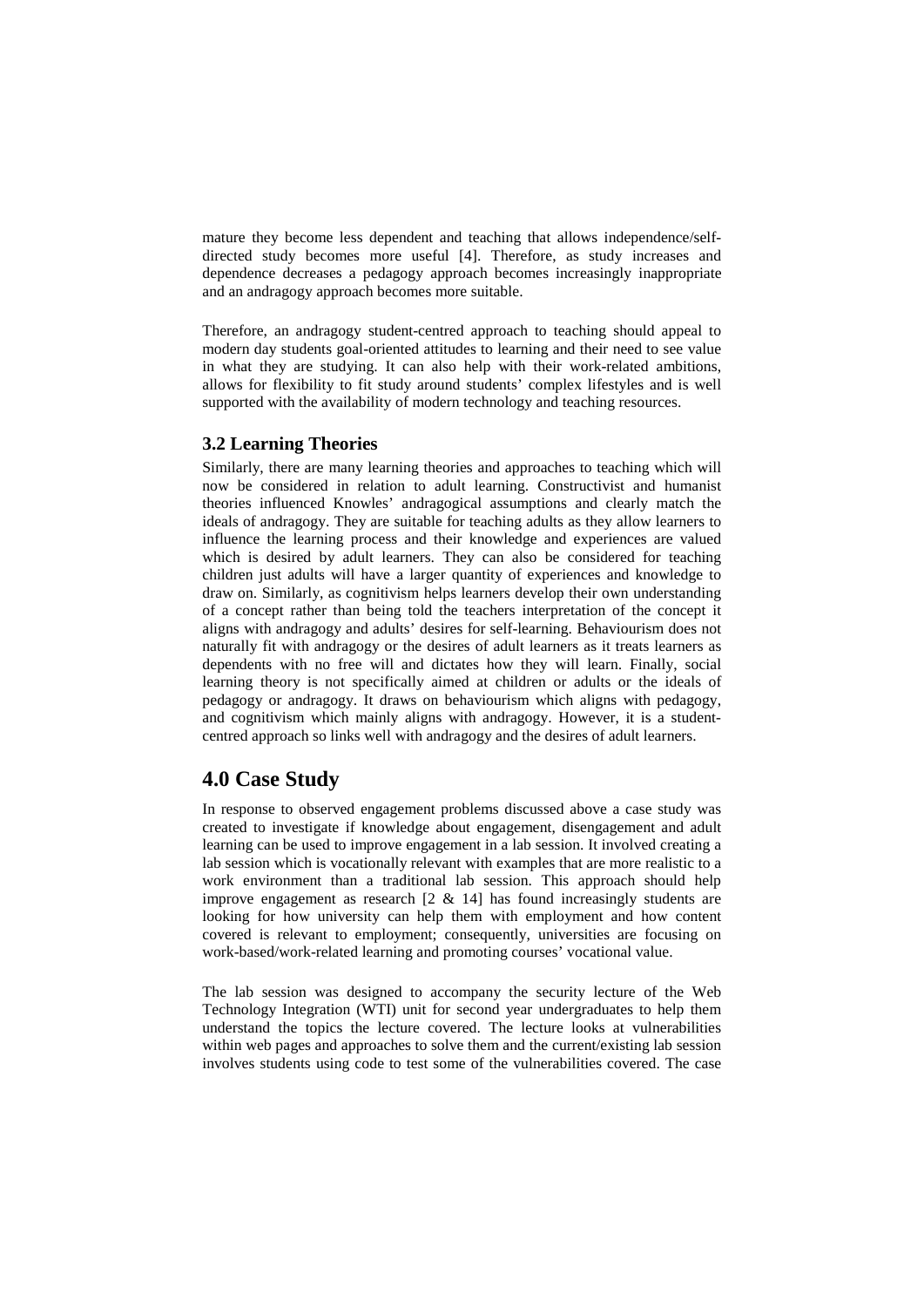mature they become less dependent and teaching that allows independence/self-directed study becomes more useful [4]. Therefore, as study increases and dependence decreases a pedagogy approach becomes increasingly inappropriate and an andragogy approach becomes more suitable.

Therefore, an andragogy student-centred approach to teaching should appeal to modern day students goal-oriented attitudes to learning and their need to see value in what they are studying. It can also help with their work-related ambitions, allows for flexibility to fit study around students' complex lifestyles and is well supported with the availability of modern technology and teaching resources.

### 3.2 Learning Theories

Similarly, there are many learning theories and approaches to teaching which will now be considered in relation to adult learning. Constructivist and humanist theories influenced Knowles' andragogical assumptions and clearly match the ideals of andragogy. They are suitable for teaching adults as they allow learners to influence the learning process and their knowledge and experiences are valued which is desired by adult learners. They can also be considered for teaching children just adults will have a larger quantity of experiences and knowledge to draw on. Similarly, as cognitivism helps learners develop their own understanding of a concept rather than being told the teachers interpretation of the concept it aligns with andragogy and adults' desires for self-learning. Behaviourism does not naturally fit with andragogy or the desires of adult learners as it treats learners as dependents with no free will and dictates how they will learn. Finally, social learning theory is not specifically aimed at children or adults or the ideals of pedagogy or andragogy. It draws on behaviourism which aligns with pedagogy, and cognitivism which mainly aligns with andragogy. However, it is a student-centred approach so links well with andragogy and the desires of adult learners.

## 4.0 Case Study

In response to observed engagement problems discussed above a case study was created to investigate if knowledge about engagement, disengagement and adult learning can be used to improve engagement in a lab session. It involved creating a lab session which is vocationally relevant with examples that are more realistic to a work environment than a traditional lab session. This approach should help improve engagement as research [2 & 14] has found increasingly students are looking for how university can help them with employment and how content covered is relevant to employment; consequently, universities are focusing on work-based/work-related learning and promoting courses' vocational value.

The lab session was designed to accompany the security lecture of the Web Technology Integration (WTI) unit for second year undergraduates to help them understand the topics the lecture covered. The lecture looks at vulnerabilities within web pages and approaches to solve them and the current/existing lab session involves students using code to test some of the vulnerabilities covered. The case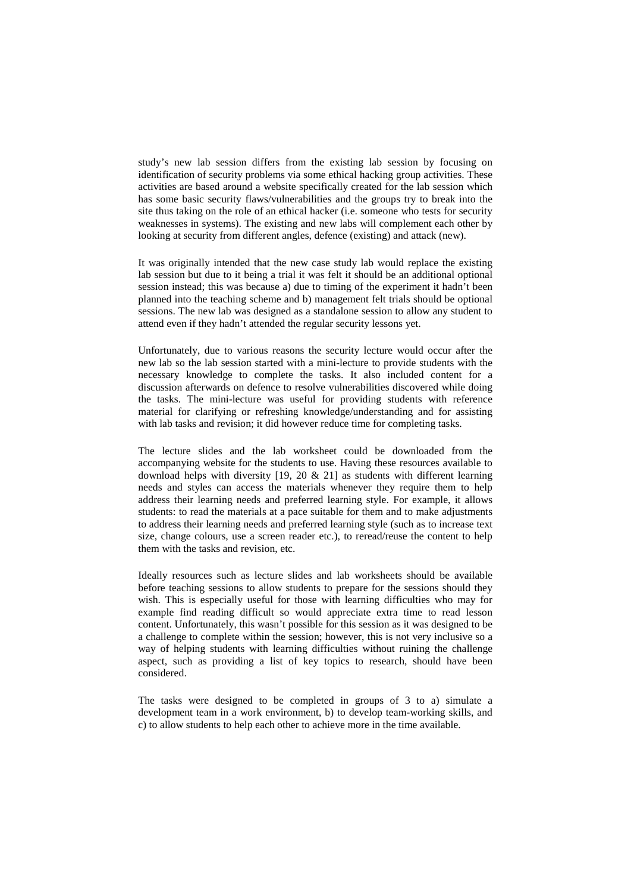study's new lab session differs from the existing lab session by focusing on identification of security problems via some ethical hacking group activities. These activities are based around a website specifically created for the lab session which has some basic security flaws/vulnerabilities and the groups try to break into the site thus taking on the role of an ethical hacker (i.e. someone who tests for security weaknesses in systems). The existing and new labs will complement each other by looking at security from different angles, defence (existing) and attack (new).

It was originally intended that the new case study lab would replace the existing lab session but due to it being a trial it was felt it should be an additional optional session instead; this was because a) due to timing of the experiment it hadn't been planned into the teaching scheme and b) management felt trials should be optional sessions. The new lab was designed as a standalone session to allow any student to attend even if they hadn't attended the regular security lessons yet.

Unfortunately, due to various reasons the security lecture would occur after the new lab so the lab session started with a mini-lecture to provide students with the necessary knowledge to complete the tasks. It also included content for a discussion afterwards on defence to resolve vulnerabilities discovered while doing the tasks. The mini-lecture was useful for providing students with reference material for clarifying or refreshing knowledge/understanding and for assisting with lab tasks and revision; it did however reduce time for completing tasks.

The lecture slides and the lab worksheet could be downloaded from the accompanying website for the students to use. Having these resources available to download helps with diversity [19, 20 & 21] as students with different learning needs and styles can access the materials whenever they require them to help address their learning needs and preferred learning style. For example, it allows students: to read the materials at a pace suitable for them and to make adjustments to address their learning needs and preferred learning style (such as to increase text size, change colours, use a screen reader etc.), to reread/reuse the content to help them with the tasks and revision, etc.

Ideally resources such as lecture slides and lab worksheets should be available before teaching sessions to allow students to prepare for the sessions should they wish. This is especially useful for those with learning difficulties who may for example find reading difficult so would appreciate extra time to read lesson content. Unfortunately, this wasn't possible for this session as it was designed to be a challenge to complete within the session; however, this is not very inclusive so a way of helping students with learning difficulties without ruining the challenge aspect, such as providing a list of key topics to research, should have been considered.

The tasks were designed to be completed in groups of 3 to a) simulate a development team in a work environment, b) to develop team-working skills, and c) to allow students to help each other to achieve more in the time available.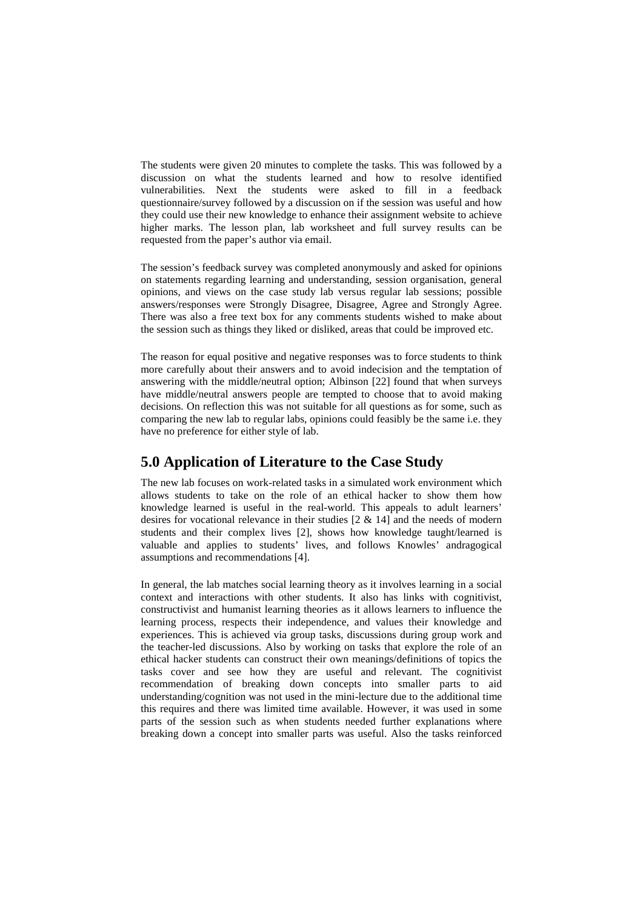The students were given 20 minutes to complete the tasks. This was followed by a discussion on what the students learned and how to resolve identified vulnerabilities. Next the students were asked to fill in a feedback questionnaire/survey followed by a discussion on if the session was useful and how they could use their new knowledge to enhance their assignment website to achieve higher marks. The lesson plan, lab worksheet and full survey results can be requested from the paper's author via email.

The session's feedback survey was completed anonymously and asked for opinions on statements regarding learning and understanding, session organisation, general opinions, and views on the case study lab versus regular lab sessions; possible answers/responses were Strongly Disagree, Disagree, Agree and Strongly Agree. There was also a free text box for any comments students wished to make about the session such as things they liked or disliked, areas that could be improved etc.

The reason for equal positive and negative responses was to force students to think more carefully about their answers and to avoid indecision and the temptation of answering with the middle/neutral option; Albinson [22] found that when surveys have middle/neutral answers people are tempted to choose that to avoid making decisions. On reflection this was not suitable for all questions as for some, such as comparing the new lab to regular labs, opinions could feasibly be the same i.e. they have no preference for either style of lab.

## 5.0 Application of Literature to the Case Study

The new lab focuses on work-related tasks in a simulated work environment which allows students to take on the role of an ethical hacker to show them how knowledge learned is useful in the real-world. This appeals to adult learners' desires for vocational relevance in their studies [2 & 14] and the needs of modern students and their complex lives [2], shows how knowledge taught/learned is valuable and applies to students' lives, and follows Knowles' andragogical assumptions and recommendations [4].

In general, the lab matches social learning theory as it involves learning in a social context and interactions with other students. It also has links with cognitivist, constructivist and humanist learning theories as it allows learners to influence the learning process, respects their independence, and values their knowledge and experiences. This is achieved via group tasks, discussions during group work and the teacher-led discussions. Also by working on tasks that explore the role of an ethical hacker students can construct their own meanings/definitions of topics the tasks cover and see how they are useful and relevant. The cognitivist recommendation of breaking down concepts into smaller parts to aid understanding/cognition was not used in the mini-lecture due to the additional time this requires and there was limited time available. However, it was used in some parts of the session such as when students needed further explanations where breaking down a concept into smaller parts was useful. Also the tasks reinforced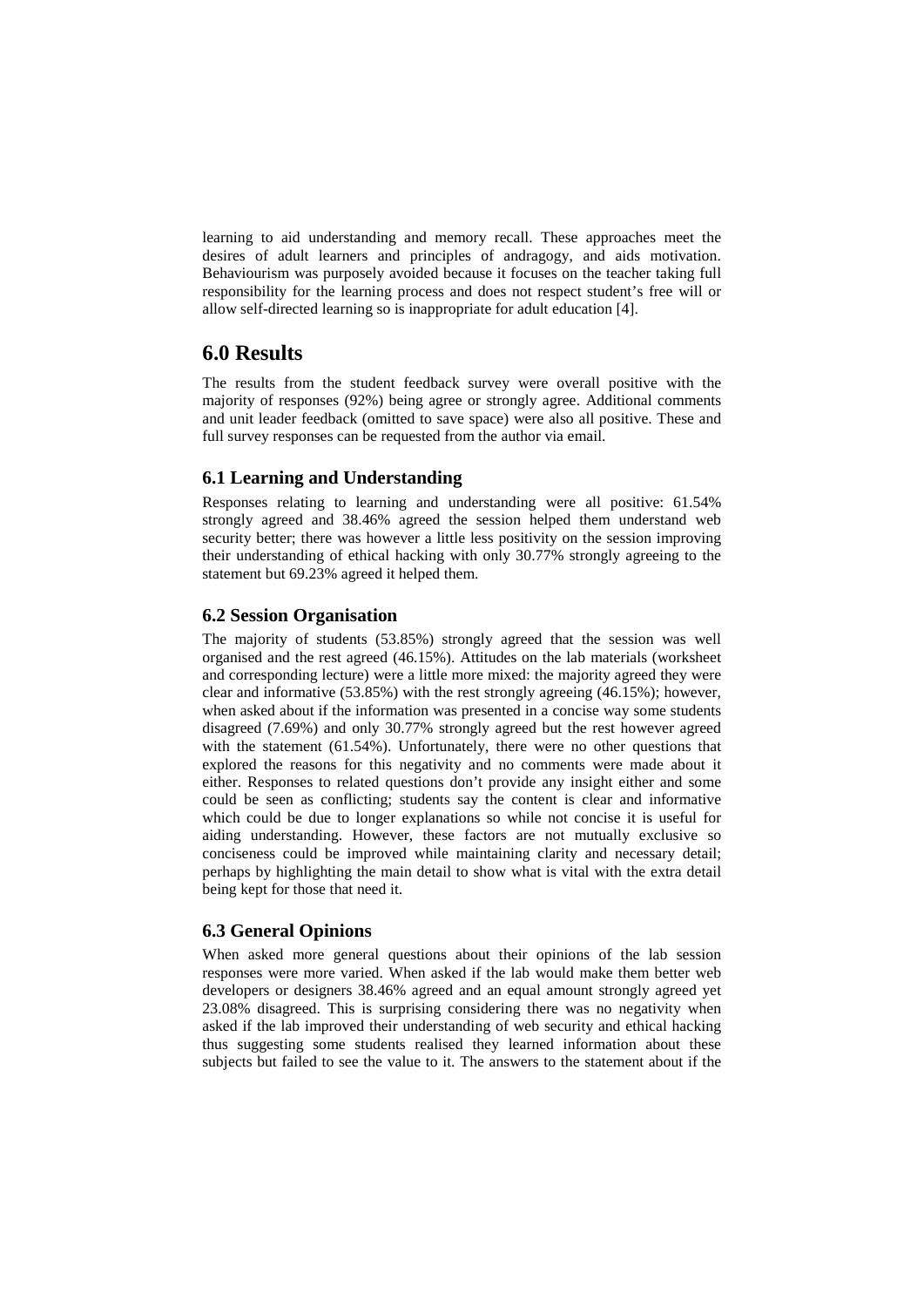learning to aid understanding and memory recall. These approaches meet the desires of adult learners and principles of andragogy, and aids motivation. Behaviourism was purposely avoided because it focuses on the teacher taking full responsibility for the learning process and does not respect student's free will or allow self-directed learning so is inappropriate for adult education [4].

## 6.0 Results

The results from the student feedback survey were overall positive with the majority of responses (92%) being agree or strongly agree. Additional comments and unit leader feedback (omitted to save space) were also all positive. These and full survey responses can be requested from the author via email.

### 6.1 Learning and Understanding

Responses relating to learning and understanding were all positive: 61.54% strongly agreed and 38.46% agreed the session helped them understand web security better; there was however a little less positivity on the session improving their understanding of ethical hacking with only 30.77% strongly agreeing to the statement but 69.23% agreed it helped them.

### 6.2 Session Organisation

The majority of students (53.85%) strongly agreed that the session was well organised and the rest agreed (46.15%). Attitudes on the lab materials (worksheet and corresponding lecture) were a little more mixed: the majority agreed they were clear and informative (53.85%) with the rest strongly agreeing (46.15%); however, when asked about if the information was presented in a concise way some students disagreed (7.69%) and only 30.77% strongly agreed but the rest however agreed with the statement (61.54%). Unfortunately, there were no other questions that explored the reasons for this negativity and no comments were made about it either. Responses to related questions don't provide any insight either and some could be seen as conflicting; students say the content is clear and informative which could be due to longer explanations so while not concise it is useful for aiding understanding. However, these factors are not mutually exclusive so conciseness could be improved while maintaining clarity and necessary detail; perhaps by highlighting the main detail to show what is vital with the extra detail being kept for those that need it.

### 6.3 General Opinions

When asked more general questions about their opinions of the lab session responses were more varied. When asked if the lab would make them better web developers or designers 38.46% agreed and an equal amount strongly agreed yet 23.08% disagreed. This is surprising considering there was no negativity when asked if the lab improved their understanding of web security and ethical hacking thus suggesting some students realised they learned information about these subjects but failed to see the value to it. The answers to the statement about if the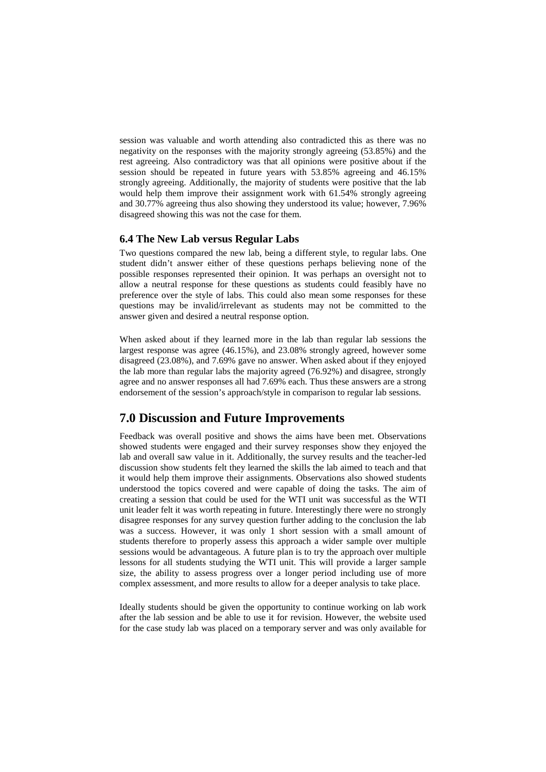session was valuable and worth attending also contradicted this as there was no negativity on the responses with the majority strongly agreeing (53.85%) and the rest agreeing. Also contradictory was that all opinions were positive about if the session should be repeated in future years with 53.85% agreeing and 46.15% strongly agreeing. Additionally, the majority of students were positive that the lab would help them improve their assignment work with 61.54% strongly agreeing and 30.77% agreeing thus also showing they understood its value; however, 7.96% disagreed showing this was not the case for them.

### 6.4 The New Lab versus Regular Labs

Two questions compared the new lab, being a different style, to regular labs. One student didn't answer either of these questions perhaps believing none of the possible responses represented their opinion. It was perhaps an oversight not to allow a neutral response for these questions as students could feasibly have no preference over the style of labs. This could also mean some responses for these questions may be invalid/irrelevant as students may not be committed to the answer given and desired a neutral response option.

When asked about if they learned more in the lab than regular lab sessions the largest response was agree (46.15%), and 23.08% strongly agreed, however some disagreed (23.08%), and 7.69% gave no answer. When asked about if they enjoyed the lab more than regular labs the majority agreed (76.92%) and disagree, strongly agree and no answer responses all had 7.69% each. Thus these answers are a strong endorsement of the session's approach/style in comparison to regular lab sessions.

## 7.0 Discussion and Future Improvements

Feedback was overall positive and shows the aims have been met. Observations showed students were engaged and their survey responses show they enjoyed the lab and overall saw value in it. Additionally, the survey results and the teacher-led discussion show students felt they learned the skills the lab aimed to teach and that it would help them improve their assignments. Observations also showed students understood the topics covered and were capable of doing the tasks. The aim of creating a session that could be used for the WTI unit was successful as the WTI unit leader felt it was worth repeating in future. Interestingly there were no strongly disagree responses for any survey question further adding to the conclusion the lab was a success. However, it was only 1 short session with a small amount of students therefore to properly assess this approach a wider sample over multiple sessions would be advantageous. A future plan is to try the approach over multiple lessons for all students studying the WTI unit. This will provide a larger sample size, the ability to assess progress over a longer period including use of more complex assessment, and more results to allow for a deeper analysis to take place.

Ideally students should be given the opportunity to continue working on lab work after the lab session and be able to use it for revision. However, the website used for the case study lab was placed on a temporary server and was only available for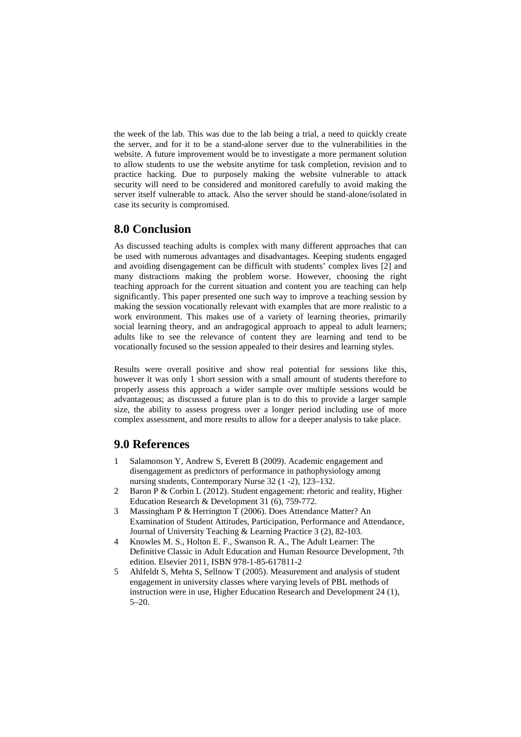the week of the lab. This was due to the lab being a trial, a need to quickly create the server, and for it to be a stand-alone server due to the vulnerabilities in the website. A future improvement would be to investigate a more permanent solution to allow students to use the website anytime for task completion, revision and to practice hacking. Due to purposely making the website vulnerable to attack security will need to be considered and monitored carefully to avoid making the server itself vulnerable to attack. Also the server should be stand-alone/isolated in case its security is compromised.

## 8.0 Conclusion

As discussed teaching adults is complex with many different approaches that can be used with numerous advantages and disadvantages. Keeping students engaged and avoiding disengagement can be difficult with students' complex lives [2] and many distractions making the problem worse. However, choosing the right teaching approach for the current situation and content you are teaching can help significantly. This paper presented one such way to improve a teaching session by making the session vocationally relevant with examples that are more realistic to a work environment. This makes use of a variety of learning theories, primarily social learning theory, and an andragogical approach to appeal to adult learners; adults like to see the relevance of content they are learning and tend to be vocationally focused so the session appealed to their desires and learning styles.

Results were overall positive and show real potential for sessions like this, however it was only 1 short session with a small amount of students therefore to properly assess this approach a wider sample over multiple sessions would be advantageous; as discussed a future plan is to do this to provide a larger sample size, the ability to assess progress over a longer period including use of more complex assessment, and more results to allow for a deeper analysis to take place.

## 9.0 References

1. Salamonson Y, Andrew S, Everett B (2009). Academic engagement and disengagement as predictors of performance in pathophysiology among nursing students, Contemporary Nurse 32 (1 -2), 123–132.
2. Baron P & Corbin L (2012). Student engagement: rhetoric and reality, Higher Education Research & Development 31 (6), 759-772.
3. Massingham P & Herrington T (2006). Does Attendance Matter? An Examination of Student Attitudes, Participation, Performance and Attendance, Journal of University Teaching & Learning Practice 3 (2), 82-103.
4. Knowles M. S., Holton E. F., Swanson R. A., The Adult Learner: The Definitive Classic in Adult Education and Human Resource Development, 7th edition. Elsevier 2011, ISBN 978-1-85-617811-2
5. Ahlfeldt S, Mehta S, Sellnow T (2005). Measurement and analysis of student engagement in university classes where varying levels of PBL methods of instruction were in use, Higher Education Research and Development 24 (1), 5–20.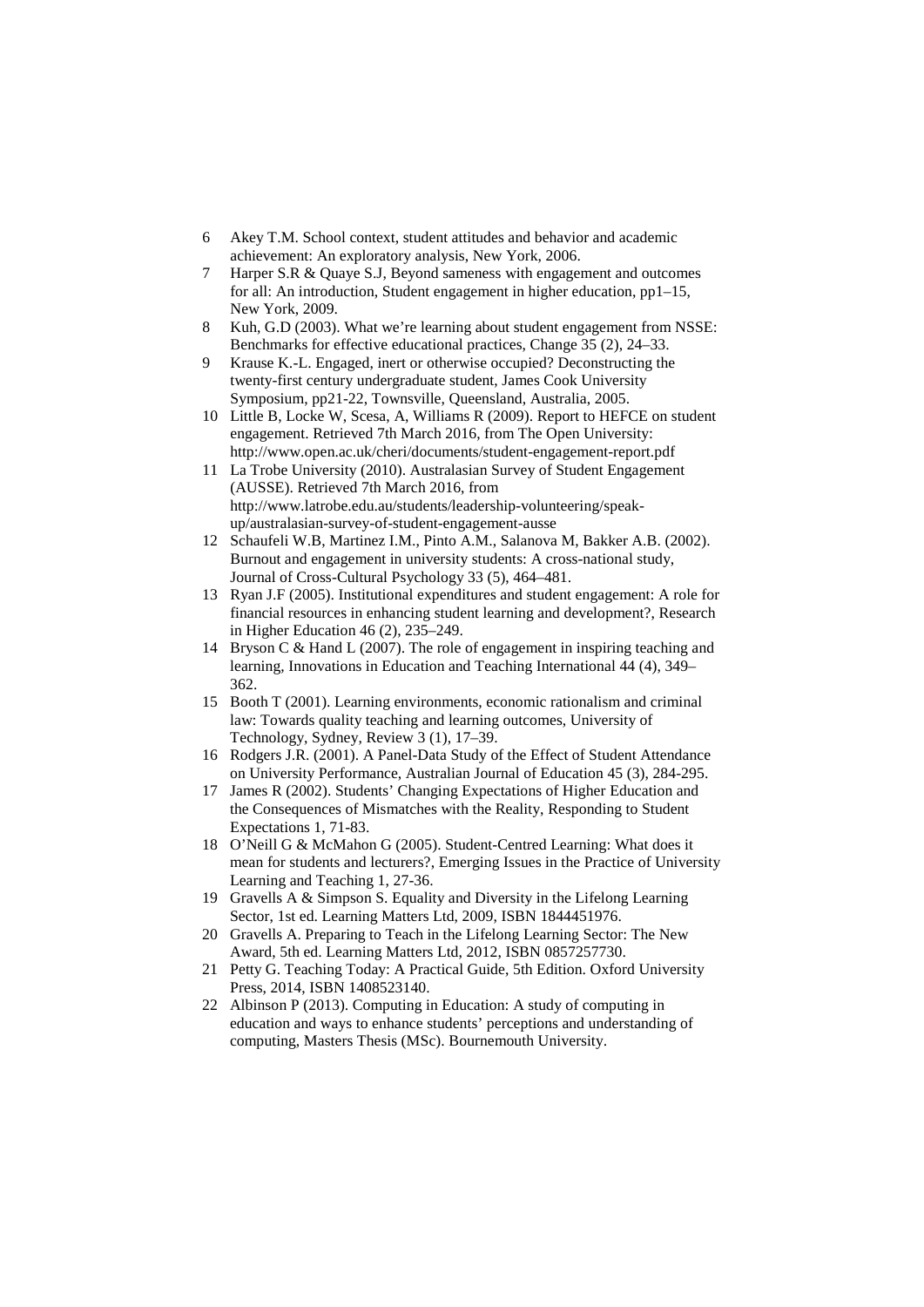6 Akey T.M. School context, student attitudes and behavior and academic achievement: An exploratory analysis, New York, 2006.
7 Harper S.R & Quaye S.J, Beyond sameness with engagement and outcomes for all: An introduction, Student engagement in higher education, pp1–15, New York, 2009.
8 Kuh, G.D (2003). What we're learning about student engagement from NSSE: Benchmarks for effective educational practices, Change 35 (2), 24–33.
9 Krause K.-L. Engaged, inert or otherwise occupied? Deconstructing the twenty-first century undergraduate student, James Cook University Symposium, pp21-22, Townsville, Queensland, Australia, 2005.
10 Little B, Locke W, Scesa, A, Williams R (2009). Report to HEFCE on student engagement. Retrieved 7th March 2016, from The Open University: http://www.open.ac.uk/cheri/documents/student-engagement-report.pdf
11 La Trobe University (2010). Australasian Survey of Student Engagement (AUSSE). Retrieved 7th March 2016, from http://www.latrobe.edu.au/students/leadership-volunteering/speak-up/australasian-survey-of-student-engagement-ausse
12 Schaufeli W.B, Martinez I.M., Pinto A.M., Salanova M, Bakker A.B. (2002). Burnout and engagement in university students: A cross-national study, Journal of Cross-Cultural Psychology 33 (5), 464–481.
13 Ryan J.F (2005). Institutional expenditures and student engagement: A role for financial resources in enhancing student learning and development?, Research in Higher Education 46 (2), 235–249.
14 Bryson C & Hand L (2007). The role of engagement in inspiring teaching and learning, Innovations in Education and Teaching International 44 (4), 349–362.
15 Booth T (2001). Learning environments, economic rationalism and criminal law: Towards quality teaching and learning outcomes, University of Technology, Sydney, Review 3 (1), 17–39.
16 Rodgers J.R. (2001). A Panel-Data Study of the Effect of Student Attendance on University Performance, Australian Journal of Education 45 (3), 284-295.
17 James R (2002). Students' Changing Expectations of Higher Education and the Consequences of Mismatches with the Reality, Responding to Student Expectations 1, 71-83.
18 O'Neill G & McMahon G (2005). Student-Centred Learning: What does it mean for students and lecturers?, Emerging Issues in the Practice of University Learning and Teaching 1, 27-36.
19 Gravells A & Simpson S. Equality and Diversity in the Lifelong Learning Sector, 1st ed. Learning Matters Ltd, 2009, ISBN 1844451976.
20 Gravells A. Preparing to Teach in the Lifelong Learning Sector: The New Award, 5th ed. Learning Matters Ltd, 2012, ISBN 0857257730.
21 Petty G. Teaching Today: A Practical Guide, 5th Edition. Oxford University Press, 2014, ISBN 1408523140.
22 Albinson P (2013). Computing in Education: A study of computing in education and ways to enhance students' perceptions and understanding of computing, Masters Thesis (MSc). Bournemouth University.